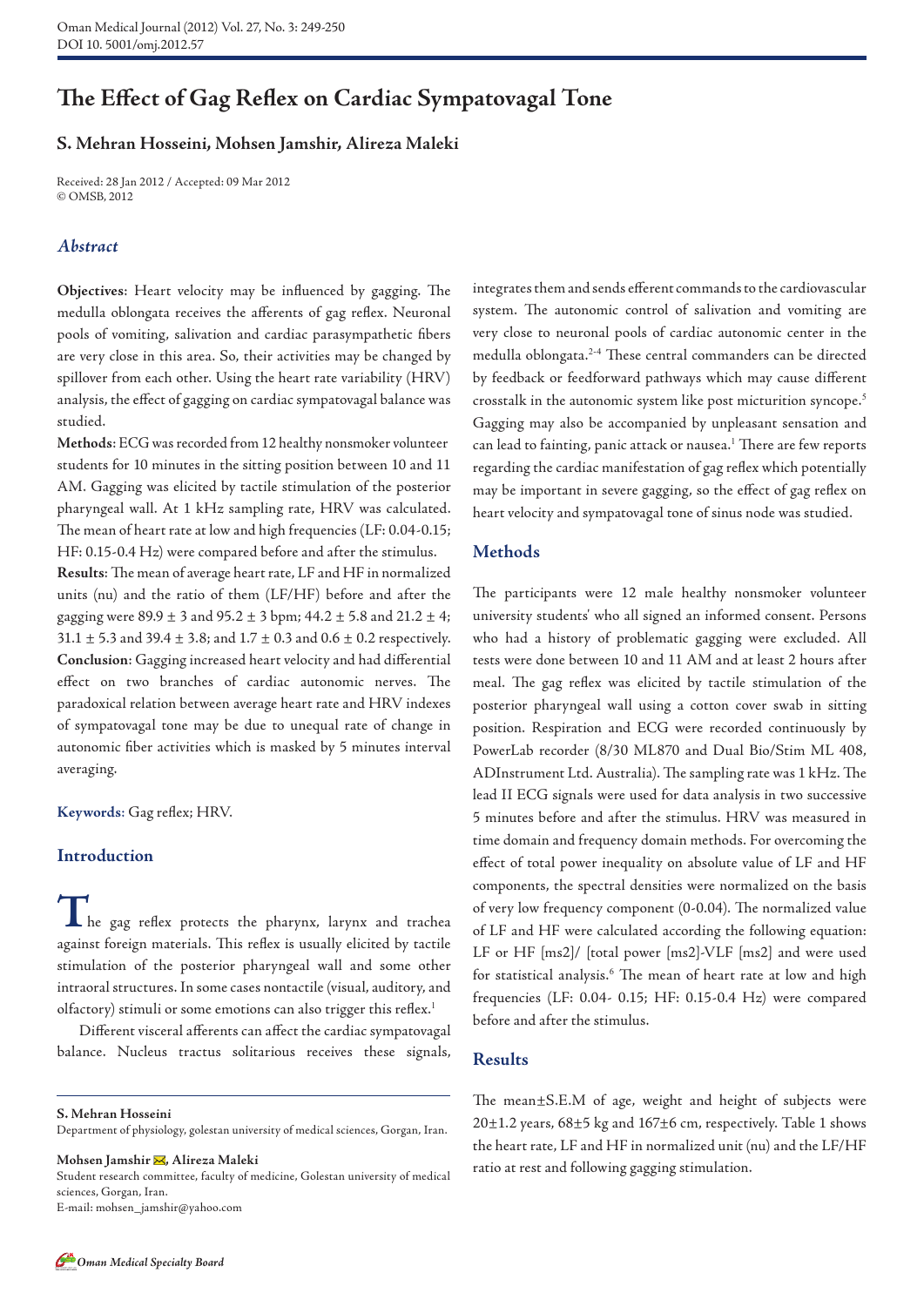# The Effect of Gag Reflex on Cardiac Sympatovagal Tone

**S. Mehran Hosseini, Mohsen Jamshir, Alireza Maleki**

Received: 28 Jan 2012 / Accepted: 09 Mar 2012
© OMSB, 2012

## *Abstract*

**Objectives**: Heart velocity may be influenced by gagging. The medulla oblongata receives the afferents of gag reflex. Neuronal pools of vomiting, salivation and cardiac parasympathetic fibers are very close in this area. So, their activities may be changed by spillover from each other. Using the heart rate variability (HRV) analysis, the effect of gagging on cardiac sympatovagal balance was studied.

**Methods**: ECG was recorded from 12 healthy nonsmoker volunteer students for 10 minutes in the sitting position between 10 and 11 AM. Gagging was elicited by tactile stimulation of the posterior pharyngeal wall. At 1 kHz sampling rate, HRV was calculated. The mean of heart rate at low and high frequencies (LF: 0.04-0.15; HF: 0.15-0.4 Hz) were compared before and after the stimulus.

**Results**: The mean of average heart rate, LF and HF in normalized units (nu) and the ratio of them (LF/HF) before and after the gagging were 89.9 ± 3 and 95.2 ± 3 bpm; 44.2 ± 5.8 and 21.2 ± 4; 31.1 ± 5.3 and 39.4 ± 3.8; and 1.7 ± 0.3 and 0.6 ± 0.2 respectively.

**Conclusion**: Gagging increased heart velocity and had differential effect on two branches of cardiac autonomic nerves. The paradoxical relation between average heart rate and HRV indexes of sympatovagal tone may be due to unequal rate of change in autonomic fiber activities which is masked by 5 minutes interval averaging.

**Keywords**: Gag reflex; HRV.

## Introduction

The gag reflex protects the pharynx, larynx and trachea against foreign materials. This reflex is usually elicited by tactile stimulation of the posterior pharyngeal wall and some other intraoral structures. In some cases nontactile (visual, auditory, and olfactory) stimuli or some emotions can also trigger this reflex.[1]

Different visceral afferents can affect the cardiac sympatovagal balance. Nucleus tractus solitarious receives these signals, integrates them and sends efferent commands to the cardiovascular system. The autonomic control of salivation and vomiting are very close to neuronal pools of cardiac autonomic center in the medulla oblongata.[2-4] These central commanders can be directed by feedback or feedforward pathways which may cause different crosstalk in the autonomic system like post micturition syncope.[5] Gagging may also be accompanied by unpleasant sensation and can lead to fainting, panic attack or nausea.[1] There are few reports regarding the cardiac manifestation of gag reflex which potentially may be important in severe gagging, so the effect of gag reflex on heart velocity and sympatovagal tone of sinus node was studied.

## Methods

The participants were 12 male healthy nonsmoker volunteer university students' who all signed an informed consent. Persons who had a history of problematic gagging were excluded. All tests were done between 10 and 11 AM and at least 2 hours after meal. The gag reflex was elicited by tactile stimulation of the posterior pharyngeal wall using a cotton cover swab in sitting position. Respiration and ECG were recorded continuously by PowerLab recorder (8/30 ML870 and Dual Bio/Stim ML 408, ADInstrument Ltd. Australia). The sampling rate was 1 kHz. The lead II ECG signals were used for data analysis in two successive 5 minutes before and after the stimulus. HRV was measured in time domain and frequency domain methods. For overcoming the effect of total power inequality on absolute value of LF and HF components, the spectral densities were normalized on the basis of very low frequency component (0-0.04). The normalized value of LF and HF were calculated according the following equation: LF or HF [ms2]/ [total power [ms2]-VLF [ms2] and were used for statistical analysis.[6] The mean of heart rate at low and high frequencies (LF: 0.04- 0.15; HF: 0.15-0.4 Hz) were compared before and after the stimulus.

## Results

The mean±S.E.M of age, weight and height of subjects were 20±1.2 years, 68±5 kg and 167±6 cm, respectively. Table 1 shows the heart rate, LF and HF in normalized unit (nu) and the LF/HF ratio at rest and following gagging stimulation.

S. Mehran Hosseini
Department of physiology, golestan university of medical sciences, Gorgan, Iran.

Mohsen Jamshir, Alireza Maleki
Student research committee, faculty of medicine, Golestan university of medical sciences, Gorgan, Iran.
E-mail: mohsen_jamshir@yahoo.com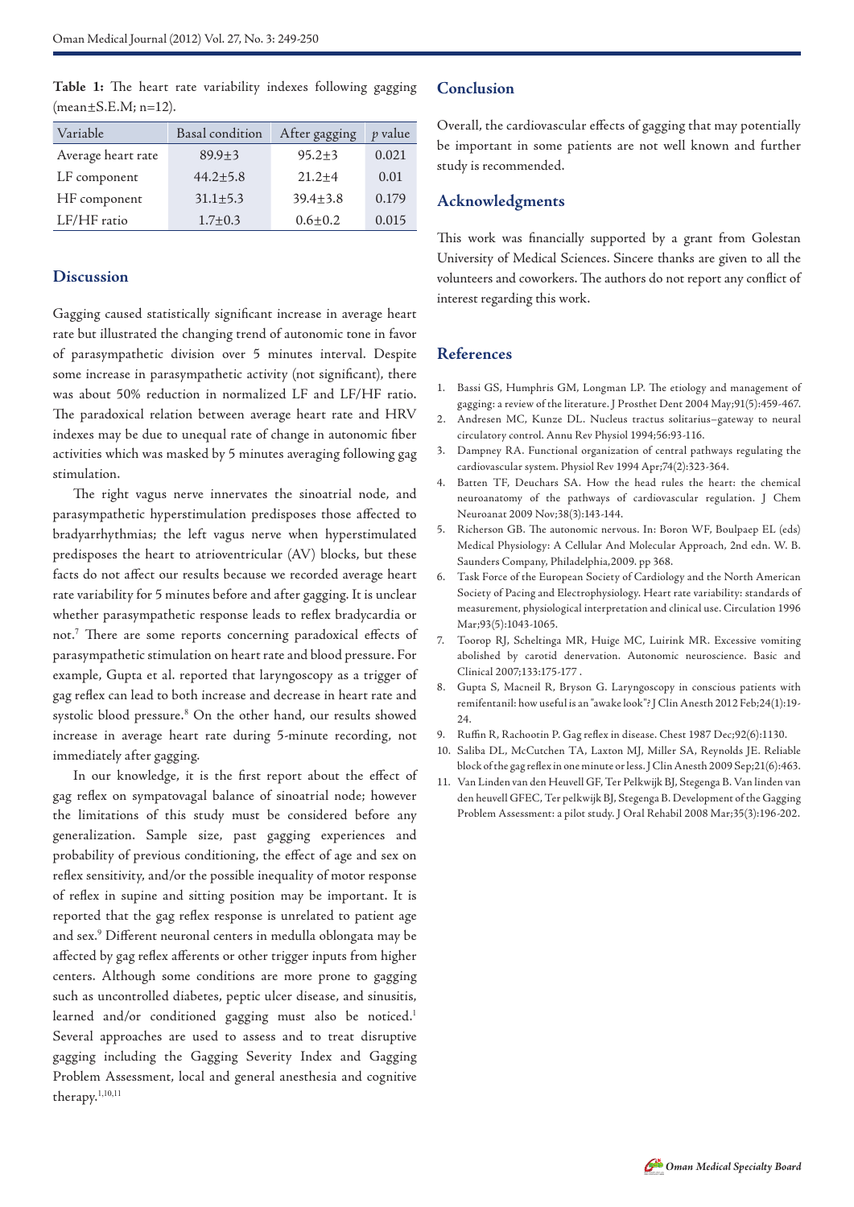**Table 1:** The heart rate variability indexes following gagging (mean±S.E.M; n=12).

| Variable | Basal condition | After gagging | *p* value |
|---|---|---|---|
| Average heart rate | 89.9±3 | 95.2±3 | 0.021 |
| LF component | 44.2±5.8 | 21.2±4 | 0.01 |
| HF component | 31.1±5.3 | 39.4±3.8 | 0.179 |
| LF/HF ratio | 1.7±0.3 | 0.6±0.2 | 0.015 |

## Discussion

Gagging caused statistically significant increase in average heart rate but illustrated the changing trend of autonomic tone in favor of parasympathetic division over 5 minutes interval. Despite some increase in parasympathetic activity (not significant), there was about 50% reduction in normalized LF and LF/HF ratio. The paradoxical relation between average heart rate and HRV indexes may be due to unequal rate of change in autonomic fiber activities which was masked by 5 minutes averaging following gag stimulation.

The right vagus nerve innervates the sinoatrial node, and parasympathetic hyperstimulation predisposes those affected to bradyarrhythmias; the left vagus nerve when hyperstimulated predisposes the heart to atrioventricular (AV) blocks, but these facts do not affect our results because we recorded average heart rate variability for 5 minutes before and after gagging. It is unclear whether parasympathetic response leads to reflex bradycardia or not.[7] There are some reports concerning paradoxical effects of parasympathetic stimulation on heart rate and blood pressure. For example, Gupta et al. reported that laryngoscopy as a trigger of gag reflex can lead to both increase and decrease in heart rate and systolic blood pressure.[8] On the other hand, our results showed increase in average heart rate during 5-minute recording, not immediately after gagging.

In our knowledge, it is the first report about the effect of gag reflex on sympatovagal balance of sinoatrial node; however the limitations of this study must be considered before any generalization. Sample size, past gagging experiences and probability of previous conditioning, the effect of age and sex on reflex sensitivity, and/or the possible inequality of motor response of reflex in supine and sitting position may be important. It is reported that the gag reflex response is unrelated to patient age and sex.[9] Different neuronal centers in medulla oblongata may be affected by gag reflex afferents or other trigger inputs from higher centers. Although some conditions are more prone to gagging such as uncontrolled diabetes, peptic ulcer disease, and sinusitis, learned and/or conditioned gagging must also be noticed.[1] Several approaches are used to assess and to treat disruptive gagging including the Gagging Severity Index and Gagging Problem Assessment, local and general anesthesia and cognitive therapy.[1,10,11]

## Conclusion

Overall, the cardiovascular effects of gagging that may potentially be important in some patients are not well known and further study is recommended.

## Acknowledgments

This work was financially supported by a grant from Golestan University of Medical Sciences. Sincere thanks are given to all the volunteers and coworkers. The authors do not report any conflict of interest regarding this work.

## References

1. Bassi GS, Humphris GM, Longman LP. The etiology and management of gagging: a review of the literature. J Prosthet Dent 2004 May;91(5):459-467.
2. Andresen MC, Kunze DL. Nucleus tractus solitarius–gateway to neural circulatory control. Annu Rev Physiol 1994;56:93-116.
3. Dampney RA. Functional organization of central pathways regulating the cardiovascular system. Physiol Rev 1994 Apr;74(2):323-364.
4. Batten TF, Deuchars SA. How the head rules the heart: the chemical neuroanatomy of the pathways of cardiovascular regulation. J Chem Neuroanat 2009 Nov;38(3):143-144.
5. Richerson GB. The autonomic nervous. In: Boron WF, Boulpaep EL (eds) Medical Physiology: A Cellular And Molecular Approach, 2nd edn. W. B. Saunders Company, Philadelphia,2009. pp 368.
6. Task Force of the European Society of Cardiology and the North American Society of Pacing and Electrophysiology. Heart rate variability: standards of measurement, physiological interpretation and clinical use. Circulation 1996 Mar;93(5):1043-1065.
7. Toorop RJ, Scheltinga MR, Huige MC, Luirink MR. Excessive vomiting abolished by carotid denervation. Autonomic neuroscience. Basic and Clinical 2007;133:175-177 .
8. Gupta S, Macneil R, Bryson G. Laryngoscopy in conscious patients with remifentanil: how useful is an "awake look"? J Clin Anesth 2012 Feb;24(1):19-24.
9. Ruffin R, Rachootin P. Gag reflex in disease. Chest 1987 Dec;92(6):1130.
10. Saliba DL, McCutchen TA, Laxton MJ, Miller SA, Reynolds JE. Reliable block of the gag reflex in one minute or less. J Clin Anesth 2009 Sep;21(6):463.
11. Van Linden van den Heuvell GF, Ter Pelkwijk BJ, Stegenga B. Van linden van den heuvell GFEC, Ter pelkwijk BJ, Stegenga B. Development of the Gagging Problem Assessment: a pilot study. J Oral Rehabil 2008 Mar;35(3):196-202.